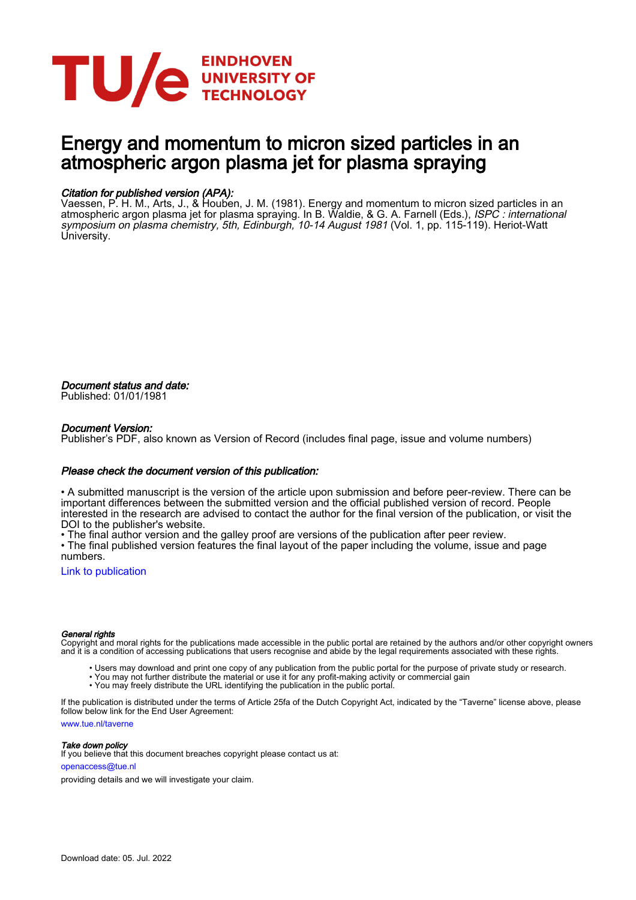# Energy and momentum to micron sized particles in an atmospheric argon plasma jet for plasma spraying

*Citation for published version (APA):*
Vaessen, P. H. M., Arts, J., & Houben, J. M. (1981). Energy and momentum to micron sized particles in an atmospheric argon plasma jet for plasma spraying. In B. Waldie, & G. A. Farnell (Eds.), *ISPC : international symposium on plasma chemistry, 5th, Edinburgh, 10-14 August 1981* (Vol. 1, pp. 115-119). Heriot-Watt University.

*Document status and date:*
Published: 01/01/1981

*Document Version:*
Publisher's PDF, also known as Version of Record (includes final page, issue and volume numbers)

*Please check the document version of this publication:*

• A submitted manuscript is the version of the article upon submission and before peer-review. There can be important differences between the submitted version and the official published version of record. People interested in the research are advised to contact the author for the final version of the publication, or visit the DOI to the publisher's website.
• The final author version and the galley proof are versions of the publication after peer review.
• The final published version features the final layout of the paper including the volume, issue and page numbers.

Link to publication

*General rights*
Copyright and moral rights for the publications made accessible in the public portal are retained by the authors and/or other copyright owners and it is a condition of accessing publications that users recognise and abide by the legal requirements associated with these rights.

• Users may download and print one copy of any publication from the public portal for the purpose of private study or research.
• You may not further distribute the material or use it for any profit-making activity or commercial gain
• You may freely distribute the URL identifying the publication in the public portal.

If the publication is distributed under the terms of Article 25fa of the Dutch Copyright Act, indicated by the "Taverne" license above, please follow below link for the End User Agreement:

www.tue.nl/taverne

*Take down policy*
If you believe that this document breaches copyright please contact us at:

openaccess@tue.nl

providing details and we will investigate your claim.

Download date: 05. Jul. 2022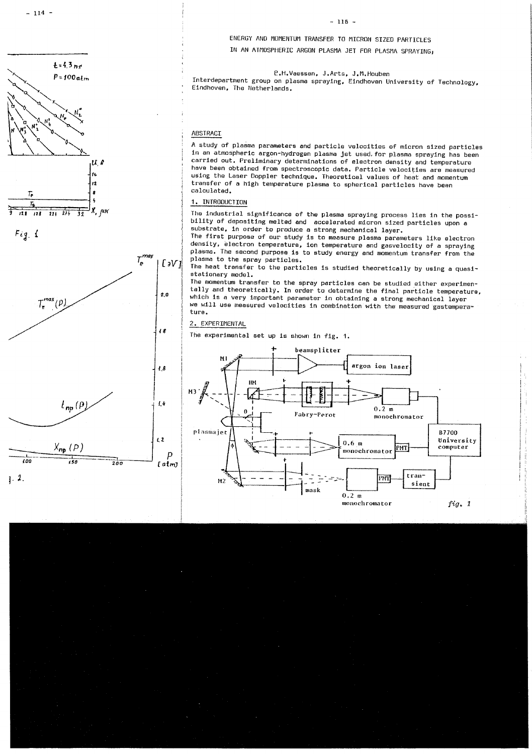## ENERGY AND MOMENTUM TRANSFER TO MICRON SIZED PARTICLES IN AN ATMOSPHERIC ARGON PLASMA JET FOR PLASMA SPRAYING;

P.H.Vaessen, J.Arts, J.M.Houben

Interdepartment group on plasma spraying, Eindhoven University of Technology, Eindhoven, The Netherlands.

### ABSTRACT

A study of plasma parameters and particle velocities of micron sized particles in an atmospheric argon-hydrogen plasma jet used for plasma spraying has been carried out. Preliminary determinations of electron density and temperature have been obtained from spectroscopic data. Particle velocities are measured using the Laser Doppler technique. Theoretical values of heat and momentum transfer of a high temperature plasma to spherical particles have been calculated.

### 1. INTRODUCTION

The industrial significance of the plasma spraying process lies in the possibility of depositing melted and accelerated micron sized particles upon a substrate, in order to produce a strong mechanical layer.

The first purpose of our study is to measure plasma parameters like electron density, electron temperature, ion temperature and gasvelocity of a spraying plasma. The second purpose is to study energy and momentum transfer from the plasma to the spray particles.

The heat transfer to the particles is studied theoretically by using a quasi-stationary model.

The momentum transfer to the spray particles can be studied either experimentally and theoretically. In order to determine the final particle temperature, which is a very important parameter in obtaining a strong mechanical layer we will use measured velocities in combination with the measured gastemperature.

### 2. EXPERIMENTAL

The experimental set up is shown in fig. 1.

*fig. 1*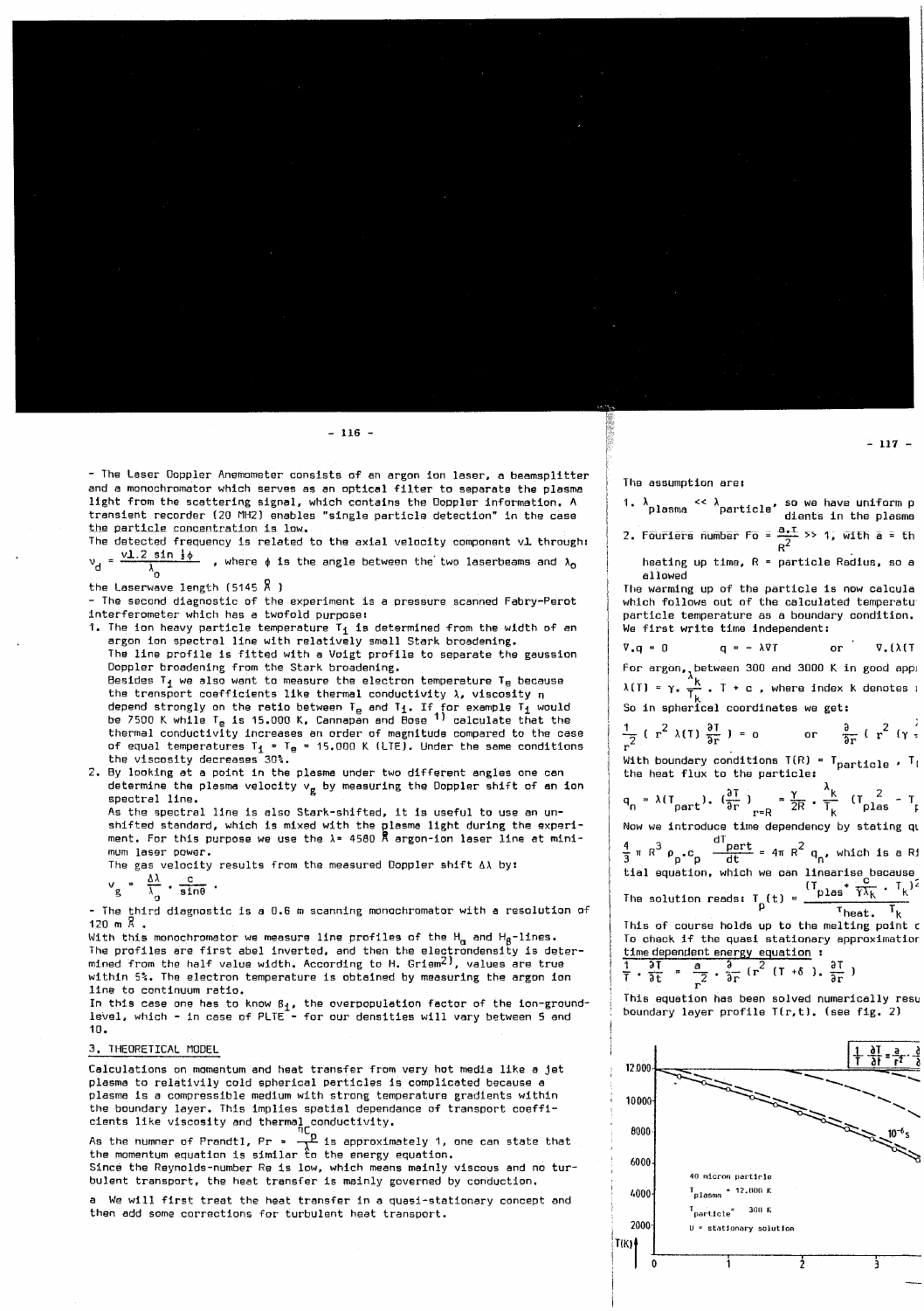- The Laser Doppler Anemometer consists of an argon ion laser, a beamsplitter and a monochromator which serves as an optical filter to separate the plasma light from the scattering signal, which contains the Doppler information. A transient recorder (20 MHZ) enables "single particle detection" in the case the particle concentration is low.

The detected frequency is related to the axial velocity component vl through:

$v_d = \frac{vl.2 \sin \frac{1}{2}\phi}{\lambda_0}$ , where $\phi$ is the angle between the two laserbeams and $\lambda_0$ the Laserwave length (5145 Å)

- The second diagnostic of the experiment is a pressure scanned Fabry-Perot interferometer which has a twofold purpose:

1. The ion heavy particle temperature $T_i$ is determined from the width of an argon ion spectral line with relatively small Stark broadening. The line profile is fitted with a Voigt profile to separate the gaussion Doppler broadening from the Stark broadening. Besides $T_i$ we also want to measure the electron temperature $T_e$ because the transport coefficients like thermal conductivity $\lambda$, viscosity $\eta$ depend strongly on the ratio between $T_e$ and $T_i$. If for example $T_i$ would be 7500 K while $T_e$ is 15.000 K, Cannapan and Bose [1] calculate that the thermal conductivity increases an order of magnitude compared to the case of equal temperatures $T_i = T_e$ = 15.000 K (LTE). Under the same conditions the viscosity decreases 30%.
2. By looking at a point in the plasma under two different angles one can determine the plasma velocity $v_g$ by measuring the Doppler shift of an ion spectral line. As the spectral line is also Stark-shifted, it is useful to use an unshifted standard, which is mixed with the plasma light during the experiment. For this purpose we use the $\lambda$ = 4580 Å argon-ion laser line at minimum laser power.

The gas velocity results from the measured Doppler shift $\Delta\lambda$ by:

$v_g = \frac{\Delta\lambda}{\lambda_0} \cdot \frac{c}{\sin\theta}$ .

- The third diagnostic is a 0.6 m scanning monochromator with a resolution of 120 m Å .

With this monochromator we measure line profiles of the $H_\alpha$ and $H_\beta$-lines. The profiles are first abel inverted, and then the electrondensity is determined from the half value width. According to H. Griem[2], values are true within 5%. The electron temperature is obtained by measuring the argon ion line to continuum ratio.

In this case one has to know $\beta_i$, the overpopulation factor of the ion-ground-level, which - in case of PLTE - for our densities will vary between 5 and 10.

## 3. THEORETICAL MODEL

Calculations on momentum and heat transfer from very hot media like a jet plasma to relatively cold spherical particles is complicated because a plasma is a compressible medium with strong temperature gradients within the boundary layer. This implies spatial dependance of transport coefficients like viscosity and thermal conductivity.

As the numner of Prandtl, Pr = $\frac{\eta c_p}{\lambda}$ is approximately 1, one can state that the momentum equation is similar to the energy equation.

Since the Reynolds-number Re is low, which means mainly viscous and no turbulent transport, the heat transfer is mainly governed by conduction.

a We will first treat the heat transfer in a quasi-stationary concept and then add some corrections for turbulent heat transport.

The assumption are:

1. $\lambda_{plasma} << \lambda_{particle}$, so we have uniform p... dients in the plasma
2. Fouriers number Fo = $\frac{a.\tau}{R^2}$ >> 1, with a = th... heating up time, R = particle Radius, so a... allowed

The warming up of the particle is now calcula... which follows out of the calculated temperatu... particle temperature as a boundary condition. We first write time independent:

$\nabla.q = 0 \qquad q = -\lambda\nabla T \qquad$ or $\quad \nabla.(\lambda(T$...

For argon, between 300 and 3000 K in good appr...

$\lambda(T) = \gamma.\frac{\lambda_k}{T_k}.T + c$ , where index k denotes ...

So in spherical coordinates we get:

$\frac{1}{r^2}(r^2\lambda(T)\frac{\partial T}{\partial r}) = 0 \qquad$ or $\quad \frac{\partial}{\partial r}(r^2(\gamma$...

With boundary conditions T(R) = $T_{particle}$ , $T$...

the heat flux to the particle:

$q_n = \lambda(T_{part}).(\frac{\partial T}{\partial r})_{r=R} = \frac{\gamma}{2R}.\frac{\lambda_k}{T_k}(T_{plas}^2 - T$...

Now we introduce time dependency by stating qu...

$\frac{4}{3}\pi R^3\rho_p.c_p\frac{dT_{part}}{dt} = 4\pi R^2 q_n$, which is a Ri... tial equation, which we can linearise because...

The solution reads: $T_p(t) = \frac{(T_{plas} + \frac{c}{\gamma\lambda_k}.T_k)^2}{\tau_{heat}.\ T_k}$...

This of course holds up to the melting point c... To check if the quasi stationary approximatior... time dependent energy equation :

$\frac{1}{T}.\frac{\partial T}{\partial t} = \frac{a}{r^2}.\frac{\partial}{\partial r}(r^2(T+\delta).\frac{\partial T}{\partial r})$

This equation has been solved numerically resu... boundary layer profile T(r,t). (see fig. 2)

$\frac{1}{T}\frac{\partial T}{\partial t} = \frac{a}{r^2}\frac{\partial}{\partial}$...

12000, 10000, 8000, 6000, 4000, 2000, T(K); 0, 1, 2, 3; $10^{-6}$s

40 micron particle
$T_{plasma}$ = 12.000 K
$T_{particle}$ = 300 K
U = stationary solution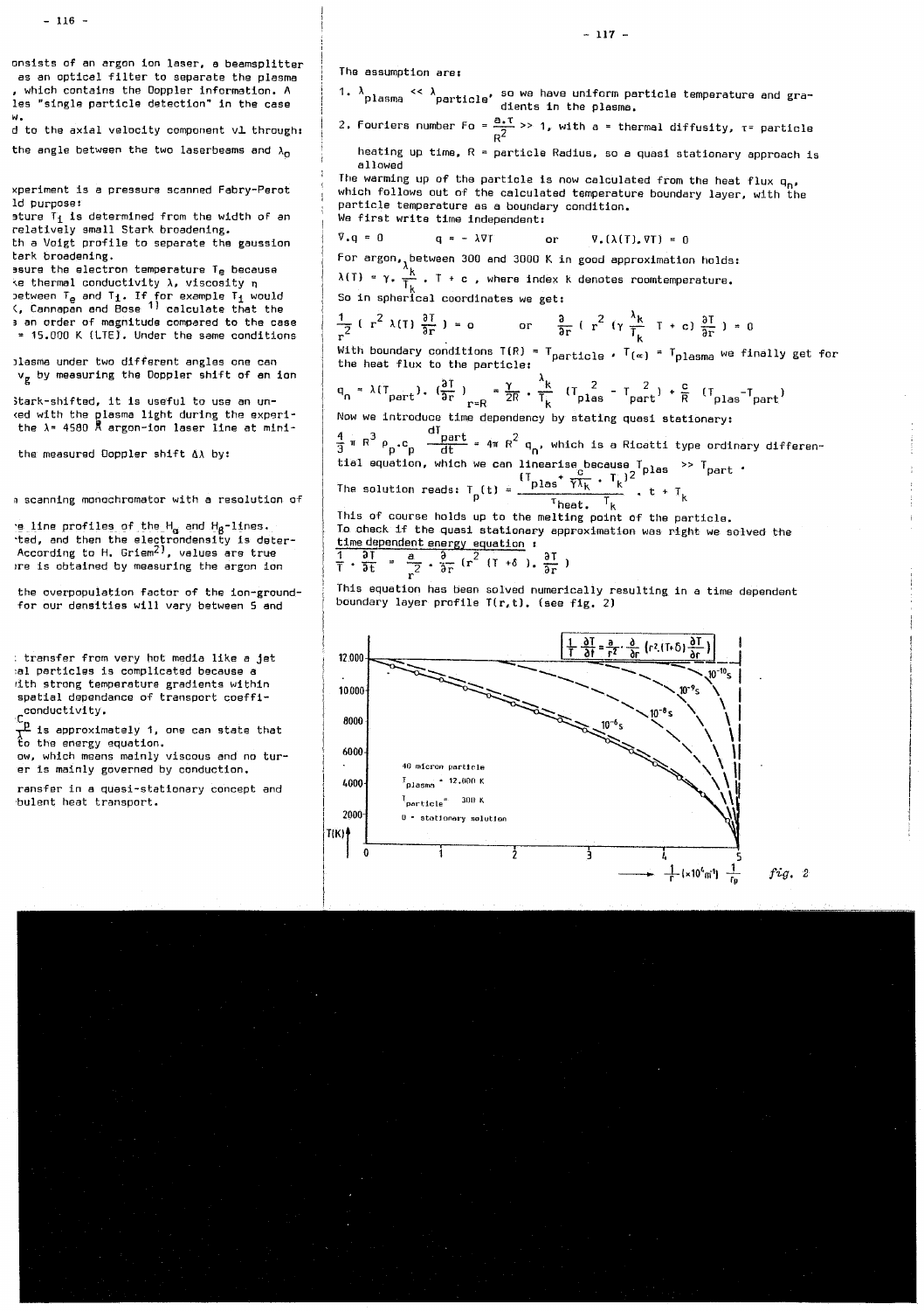onsists of an argon ion laser, a beamsplitter as an optical filter to separate the plasma , which contains the Doppler information. A les "single particle detection" in the case w.

d to the axial velocity component vl through:

the angle between the two laserbeams and $\lambda_0$

xperiment is a pressure scanned Fabry-Perot ld purpose:

ature $T_i$ is determined from the width of an relatively small Stark broadening.

th a Voigt profile to separate the gaussion tark broadening.

ssure the electron temperature $T_e$ because ke thermal conductivity $\lambda$, viscosity $\eta$ between $T_e$ and $T_i$. If for example $T_i$ would K, Cannapan and Bose [1] calculate that the an order of magnitude compared to the case = 15.000 K (LTE). Under the same conditions

plasma under two different angles one can $v_g$ by measuring the Doppler shift of an ion

Stark-shifted, it is useful to use an unked with the plasma light during the experithe $\lambda$= 4580 Å argon-ion laser line at mini-

the measured Doppler shift $\Delta\lambda$ by:

a scanning monochromator with a resolution of

e line profiles of the $H_\alpha$ and $H_\beta$-lines. ted, and then the electrondensity is deter-According to H. Griem[2], values are true re is obtained by measuring the argon ion

the overpopulation factor of the ion-groundfor our densities will vary between 5 and

transfer from very hot media like a jet al particles is complicated because a ith strong temperature gradients within spatial dependance of transport coefficonductivity.

$\frac{c_p}{\lambda}$ is approximately 1, one can state that to the energy equation.

ow, which means mainly viscous and no turer is mainly governed by conduction.

ransfer in a quasi-stationary concept and bulent heat transport.

The assumption are:

1. $\lambda_{plasma} \ll \lambda_{particle}$, so we have uniform particle temperature and gradients in the plasma.
2. Fouriers number $Fo = \frac{a.\tau}{R^2} \gg 1$, with a = thermal diffusity, $\tau$= particle heating up time, R = particle Radius, so a quasi stationary approach is allowed

The warming up of the particle is now calculated from the heat flux $q_n$, which follows out of the calculated temperature boundary layer, with the particle temperature as a boundary condition.

We first write time independent:

$$\nabla.q = 0 \qquad q = -\lambda\nabla T \qquad \text{or} \qquad \nabla.(\lambda(T).\nabla T) = 0$$

For argon, between 300 and 3000 K in good approximation holds:

$\lambda(T) = \gamma.\frac{\lambda_k}{T_k}.T + c$ , where index k denotes roomtemperature.

So in spherical coordinates we get:

$$\frac{1}{r^2}\left( r^2 \lambda(T)\frac{\partial T}{\partial r}\right) = 0 \qquad \text{or} \qquad \frac{\partial}{\partial r}\left( r^2 \left(\gamma\frac{\lambda_k}{T_k}T + c\right)\frac{\partial T}{\partial r}\right) = 0$$

With boundary conditions $T(R) = T_{particle}$ , $T(\infty) = T_{plasma}$ we finally get for the heat flux to the particle:

$$q_n = \lambda(T_{part}).\left(\frac{\partial T}{\partial r}\right)_{r=R} = \frac{\gamma}{2R}.\frac{\lambda_k}{T_k}\left(T_{plas}^2 - T_{part}^2\right) + \frac{c}{R}\left(T_{plas} - T_{part}\right)$$

Now we introduce time dependency by stating quasi stationary:

$\frac{4}{3}\pi R^3 \rho_p.c_p \frac{dT_{part}}{dt} = 4\pi R^2 q_n$, which is a Ricatti type ordinary differential equation, which we can linearise because $T_{plas} \gg T_{part}$ .

The solution reads: $T_p(t) = \frac{\left(T_{plas} + \frac{c}{\gamma\lambda_k}.T_k\right)^2}{\tau_{heat}.\ T_k}.t + T_k$

This of course holds up to the melting point of the particle.

To check if the quasi stationary approximation was right we solved the time dependent energy equation :

$$\frac{1}{T}.\frac{\partial T}{\partial t} = \frac{a}{r^2}.\frac{\partial}{\partial r}\left(r^2(T+\delta).\frac{\partial T}{\partial r}\right)$$

This equation has been solved numerically resulting in a time dependent boundary layer profile T(r,t). (see fig. 2)

*fig. 2*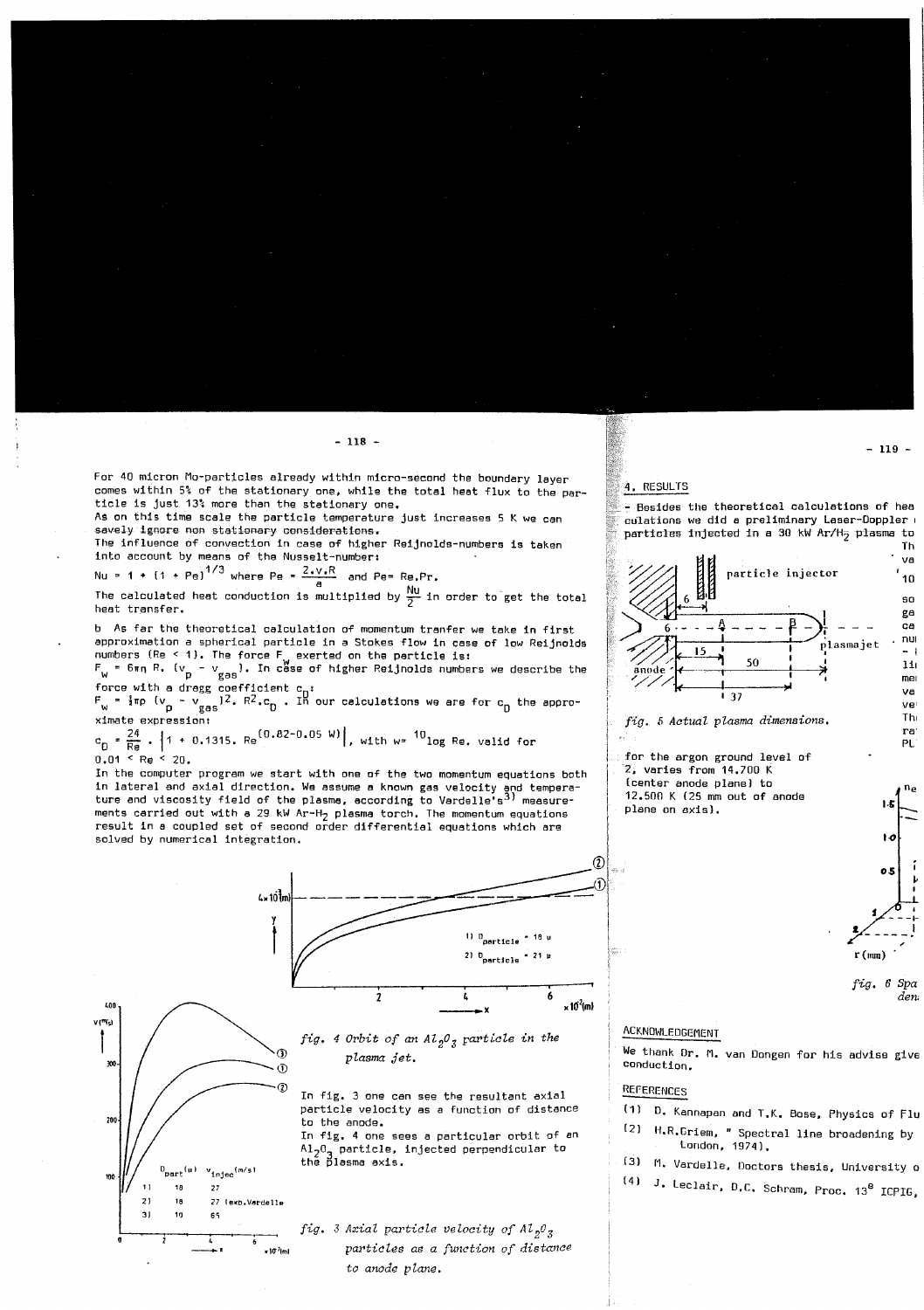For 40 micron Mo-particles already within micro-second the boundary layer comes within 5% of the stationary one, while the total heat flux to the particle is just 13% more than the stationary one.
As on this time scale the particle temperature just increases 5 K we can savely ignore non stationary considerations.
The influence of convection in case of higher Reijnolds-numbers is taken into account by means of the Nusselt-number:

$Nu = 1 + (1 + Pe)^{1/3}$ where $Pe = \frac{2 \cdot v \cdot R}{a}$ and $Pe = Re.Pr.$

The calculated heat conduction is multiplied by $\frac{Nu}{2}$ in order to get the total heat transfer.

b As far the theoretical calculation of momentum tranfer we take in first approximation a spherical particle in a Stokes flow in case of low Reijnolds numbers ($Re < 1$). The force $F_w$ exerted on the particle is:

$F_w = 6\pi\eta\, R.\, (v_p - v_{gas})$. In case of higher Reijnolds numbers we describe the force with a dragg coefficient $c_D$:

$F_w = \frac{1}{2}\pi\rho\, (v_p - v_{gas})^2 .\, R^2 . c_D$ . In our calculations we are for $c_D$ the approximate expression:

$c_D = \frac{24}{Re} \cdot \left| 1 + 0.1315 .\, Re^{(0.82 - 0.05\, w)} \right|$, with $w = {}^{10}\log Re$. valid for $0.01 < Re < 20$.

In the computer program we start with one of the two momentum equations both in lateral and axial direction. We assume a known gas velocity and temperature and viscosity field of the plasma, according to Vardelle's[3] measurements carried out with a 29 kW Ar-$H_2$ plasma torch. The momentum equations result in a coupled set of second order differential equations which are solved by numerical integration.

*fig. 4 Orbit of an $Al_2O_3$ particle in the plasma jet.*

In fig. 3 one can see the resultant axial particle velocity as a function of distance to the anode.
In fig. 4 one sees a particular orbit of an $Al_2O_3$ particle, injected perpendicular to the plasma axis.

| | $D_{part}$ (μ) | $v_{injec}$ (m/s) |
|---|---|---|
| 1) | 18 | 27 |
| 2) | 18 | 27 (exp.Vardelle) |
| 3) | 10 | 65 |

*fig. 3 Axial particle velocity of $Al_2O_3$ particles as a function of distance to anode plane.*

## 4. RESULTS

- Besides the theoretical calculations of hea[...] culations we did a preliminary Laser-Doppler [...] particles injected in a 30 kW Ar/$H_2$ plasma to[...]

*fig. 5 Actual plasma dimensions.*

for the argon ground level of 2, varies from 14.700 K (center anode plane) to 12.500 K (25 mm out of anode plane on axis).

*fig. 6 Spa[...] den[...]*

## ACKNOWLEDGEMENT

We thank Dr. M. van Dongen for his advise give[...] conduction.

## REFERENCES

(1) D. Kannapan and T.K. Bose, Physics of Flu[...]

(2) H.R.Griem, " Spectral line broadening by [...] London, 1974).

(3) M. Vardelle, Doctors thesis, University o[...]

(4) J. Leclair, D.C. Schram, Proc. 13e ICPIG,[...]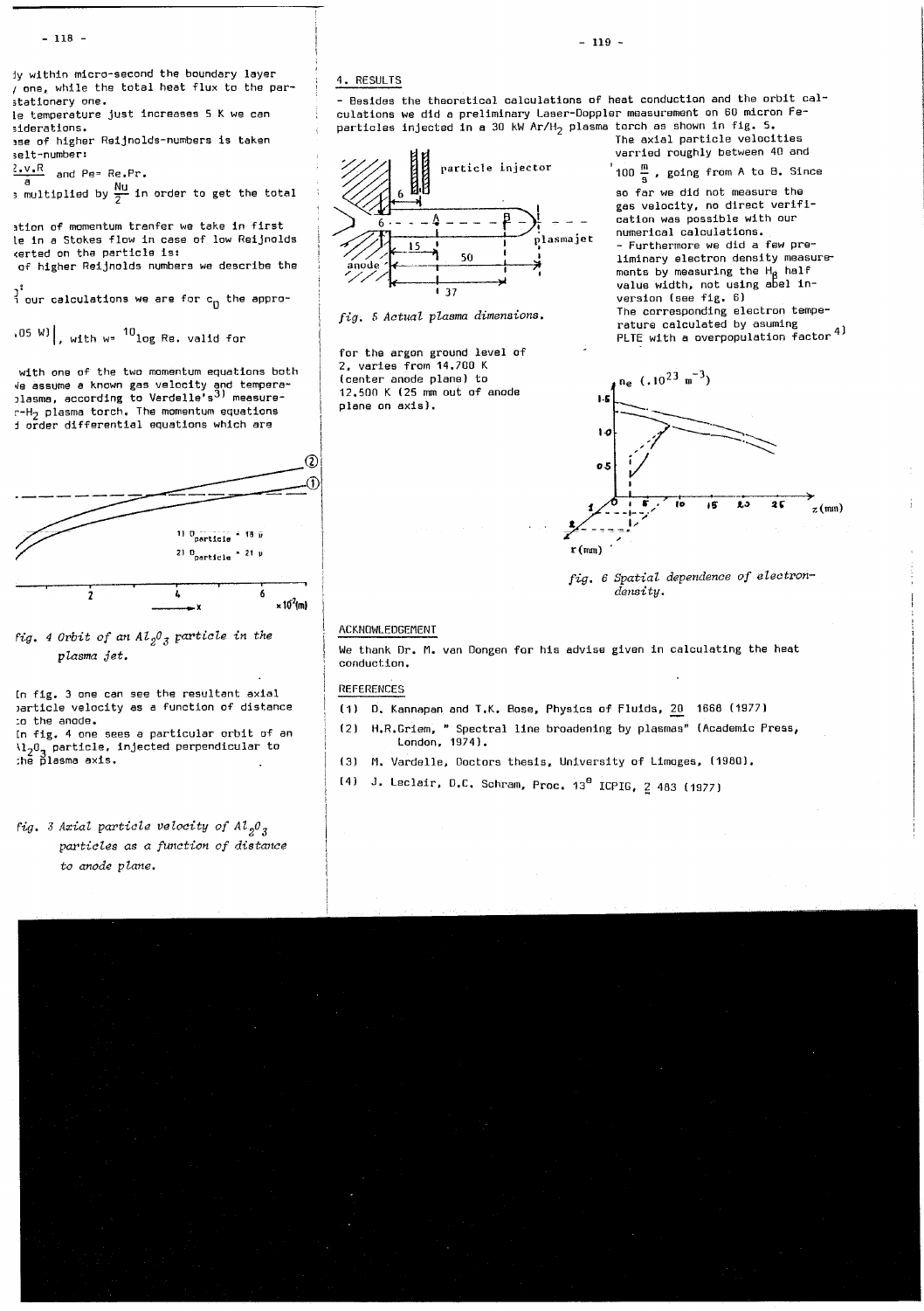ly within micro-second the boundary layer
/ one, while the total heat flux to the par-
stationary one.
le temperature just increases 5 K we can
siderations.
ase of higher Reijnolds-numbers is taken
selt-number:

$\frac{2.v.R}{a}$ and Pe= Re.Pr.

s multiplied by $\frac{Nu}{2}$ in order to get the total

ation of momentum tranfer we take in first
le in a Stokes flow in case of low Reijnolds
xerted on the particle is:
of higher Reijnolds numbers we describe the

our calculations we are for $c_D$ the appro-

,05 W)|, with w= $^{10}\log$ Re. valid for

with one of the two momentum equations both
We assume a known gas velocity and tempera-
plasma, according to Vardelle's[3] measure-
r-$H_2$ plasma torch. The momentum equations
d order differential equations which are

1) $D_{particle}$ = 18 μ

2) $D_{particle}$ = 21 μ

x  ×10⁻²(m)

*fig. 4 Orbit of an $Al_2O_3$ particle in the plasma jet.*

In fig. 3 one can see the resultant axial
particle velocity as a function of distance
to the anode.
In fig. 4 one sees a particular orbit of an
$Al_2O_3$ particle, injected perpendicular to
the plasma axis.

*fig. 3 Axial particle velocity of $Al_2O_3$ particles as a function of distance to anode plane.*

## 4. RESULTS

- Besides the theoretical calculations of heat conduction and the orbit calculations we did a preliminary Laser-Doppler measurement on 60 micron Fe-particles injected in a 30 kW Ar/$H_2$ plasma torch as shown in fig. 5.

particle injector

anode

plasmajet

6  6  A  B  15  50  37

*fig. 5 Actual plasma dimensions.*

The axial particle velocities varried roughly between 40 and 100 $\frac{m}{s}$, going from A to B. Since so far we did not measure the gas velocity, no direct verification was possible with our numerical calculations.

- Furthermore we did a few preliminary electron density measurements by measuring the $H_\beta$ half value width, not using abel inversion (see fig. 6)

The corresponding electron temperature calculated by asuming PLTE with a overpopulation factor[4] for the argon ground level of 2, varies from 14,700 K (center anode plane) to 12,500 K (25 mm out of anode plane on axis).

$n_e$ ($.10^{23}$ $m^{-3}$)

1.5  1.0  0.5  0  5  10  15  20  25  z (mm)

1  2  r (mm)

*fig. 6 Spatial dependence of electron-density.*

### ACKNOWLEDGEMENT

We thank Dr. M. van Dongen for his advise given in calculating the heat conduction.

### REFERENCES

(1) D. Kannapan and T.K. Bose, Physics of Fluids, 20 1668 (1977)

(2) H.R.Griem, " Spectral line broadening by plasmas" (Academic Press, London, 1974).

(3) M. Vardelle, Doctors thesis, University of Limoges, (1980).

(4) J. Leclair, D.C. Schram, Proc. 13$^e$ ICPIG, 2 483 (1977)